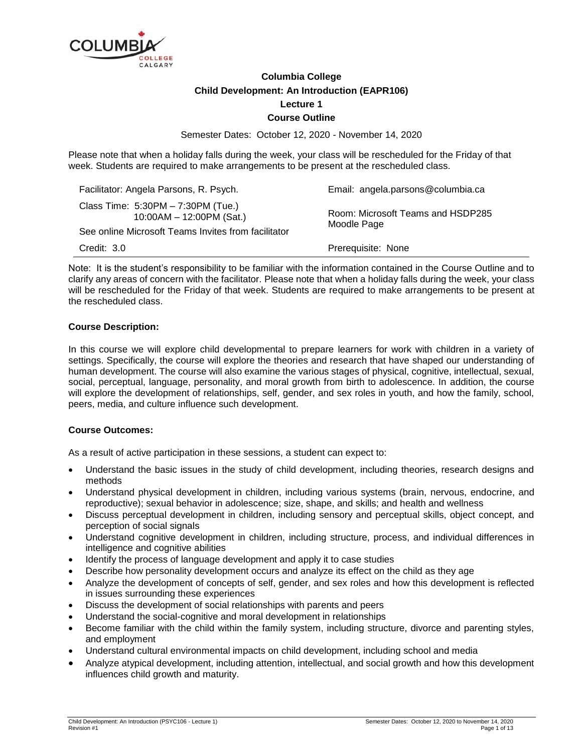# Columbia College

## Child Development: An Introduction (EAPR106)

### Lecture 1

### Course Outline

Semester Dates: October 12, 2020 - November 14, 2020

Please note that when a holiday falls during the week, your class will be rescheduled for the Friday of that week. Students are required to make arrangements to be present at the rescheduled class.

| | |
|---|---|
| Facilitator: Angela Parsons, R. Psych. | Email: angela.parsons@columbia.ca |
| Class Time: 5:30PM – 7:30PM (Tue.)<br>10:00AM – 12:00PM (Sat.)<br>See online Microsoft Teams Invites from facilitator | Room: Microsoft Teams and HSDP285 Moodle Page |
| Credit: 3.0 | Prerequisite: None |

Note: It is the student's responsibility to be familiar with the information contained in the Course Outline and to clarify any areas of concern with the facilitator. Please note that when a holiday falls during the week, your class will be rescheduled for the Friday of that week. Students are required to make arrangements to be present at the rescheduled class.

**Course Description:**

In this course we will explore child developmental to prepare learners for work with children in a variety of settings. Specifically, the course will explore the theories and research that have shaped our understanding of human development. The course will also examine the various stages of physical, cognitive, intellectual, sexual, social, perceptual, language, personality, and moral growth from birth to adolescence. In addition, the course will explore the development of relationships, self, gender, and sex roles in youth, and how the family, school, peers, media, and culture influence such development.

**Course Outcomes:**

As a result of active participation in these sessions, a student can expect to:

- Understand the basic issues in the study of child development, including theories, research designs and methods
- Understand physical development in children, including various systems (brain, nervous, endocrine, and reproductive); sexual behavior in adolescence; size, shape, and skills; and health and wellness
- Discuss perceptual development in children, including sensory and perceptual skills, object concept, and perception of social signals
- Understand cognitive development in children, including structure, process, and individual differences in intelligence and cognitive abilities
- Identify the process of language development and apply it to case studies
- Describe how personality development occurs and analyze its effect on the child as they age
- Analyze the development of concepts of self, gender, and sex roles and how this development is reflected in issues surrounding these experiences
- Discuss the development of social relationships with parents and peers
- Understand the social-cognitive and moral development in relationships
- Become familiar with the child within the family system, including structure, divorce and parenting styles, and employment
- Understand cultural environmental impacts on child development, including school and media
- Analyze atypical development, including attention, intellectual, and social growth and how this development influences child growth and maturity.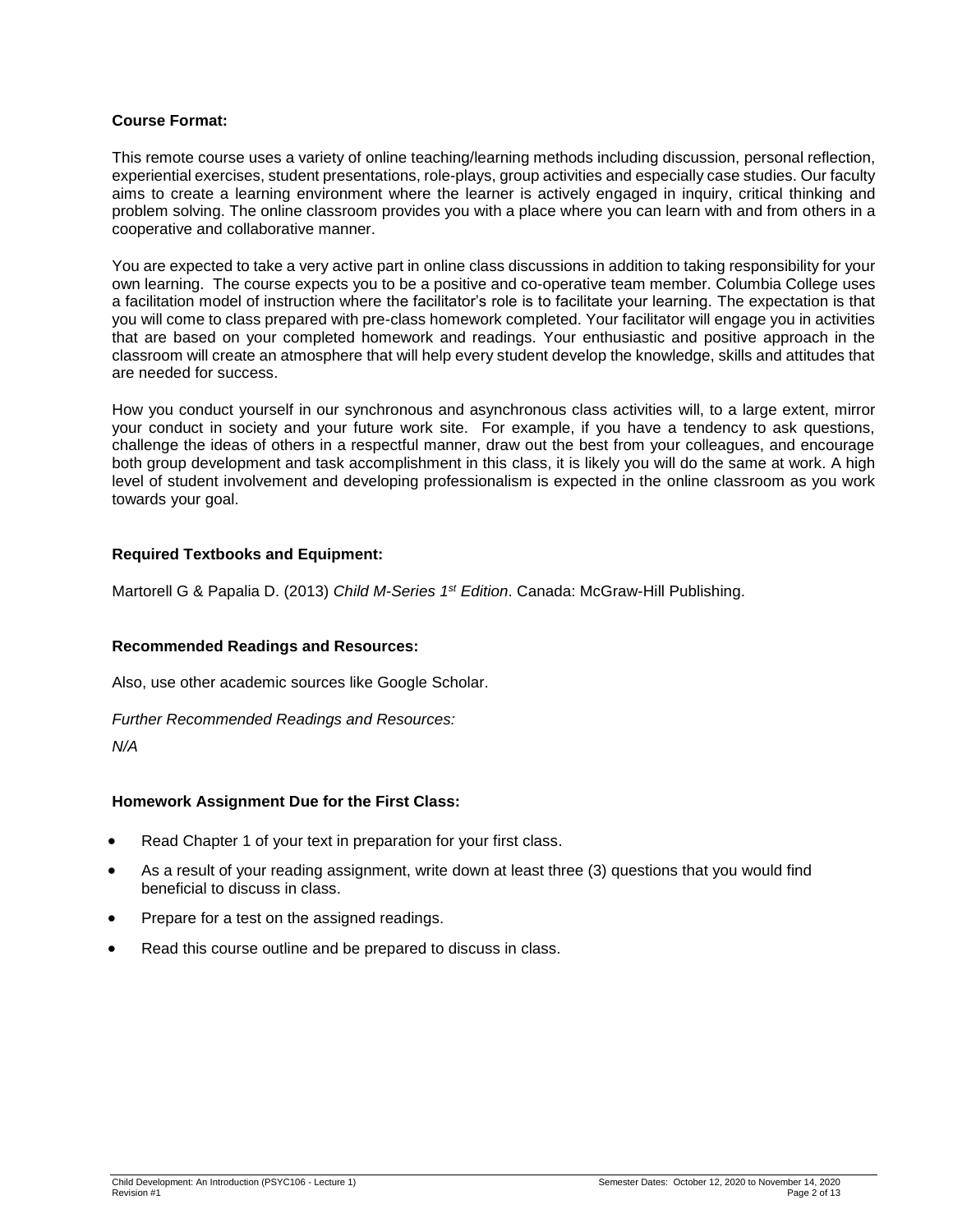**Course Format:**

This remote course uses a variety of online teaching/learning methods including discussion, personal reflection, experiential exercises, student presentations, role-plays, group activities and especially case studies. Our faculty aims to create a learning environment where the learner is actively engaged in inquiry, critical thinking and problem solving. The online classroom provides you with a place where you can learn with and from others in a cooperative and collaborative manner.

You are expected to take a very active part in online class discussions in addition to taking responsibility for your own learning. The course expects you to be a positive and co-operative team member. Columbia College uses a facilitation model of instruction where the facilitator's role is to facilitate your learning. The expectation is that you will come to class prepared with pre-class homework completed. Your facilitator will engage you in activities that are based on your completed homework and readings. Your enthusiastic and positive approach in the classroom will create an atmosphere that will help every student develop the knowledge, skills and attitudes that are needed for success.

How you conduct yourself in our synchronous and asynchronous class activities will, to a large extent, mirror your conduct in society and your future work site. For example, if you have a tendency to ask questions, challenge the ideas of others in a respectful manner, draw out the best from your colleagues, and encourage both group development and task accomplishment in this class, it is likely you will do the same at work. A high level of student involvement and developing professionalism is expected in the online classroom as you work towards your goal.

**Required Textbooks and Equipment:**

Martorell G & Papalia D. (2013) *Child M-Series 1st Edition*. Canada: McGraw-Hill Publishing.

**Recommended Readings and Resources:**

Also, use other academic sources like Google Scholar.

*Further Recommended Readings and Resources:*

*N/A*

**Homework Assignment Due for the First Class:**

- Read Chapter 1 of your text in preparation for your first class.
- As a result of your reading assignment, write down at least three (3) questions that you would find beneficial to discuss in class.
- Prepare for a test on the assigned readings.
- Read this course outline and be prepared to discuss in class.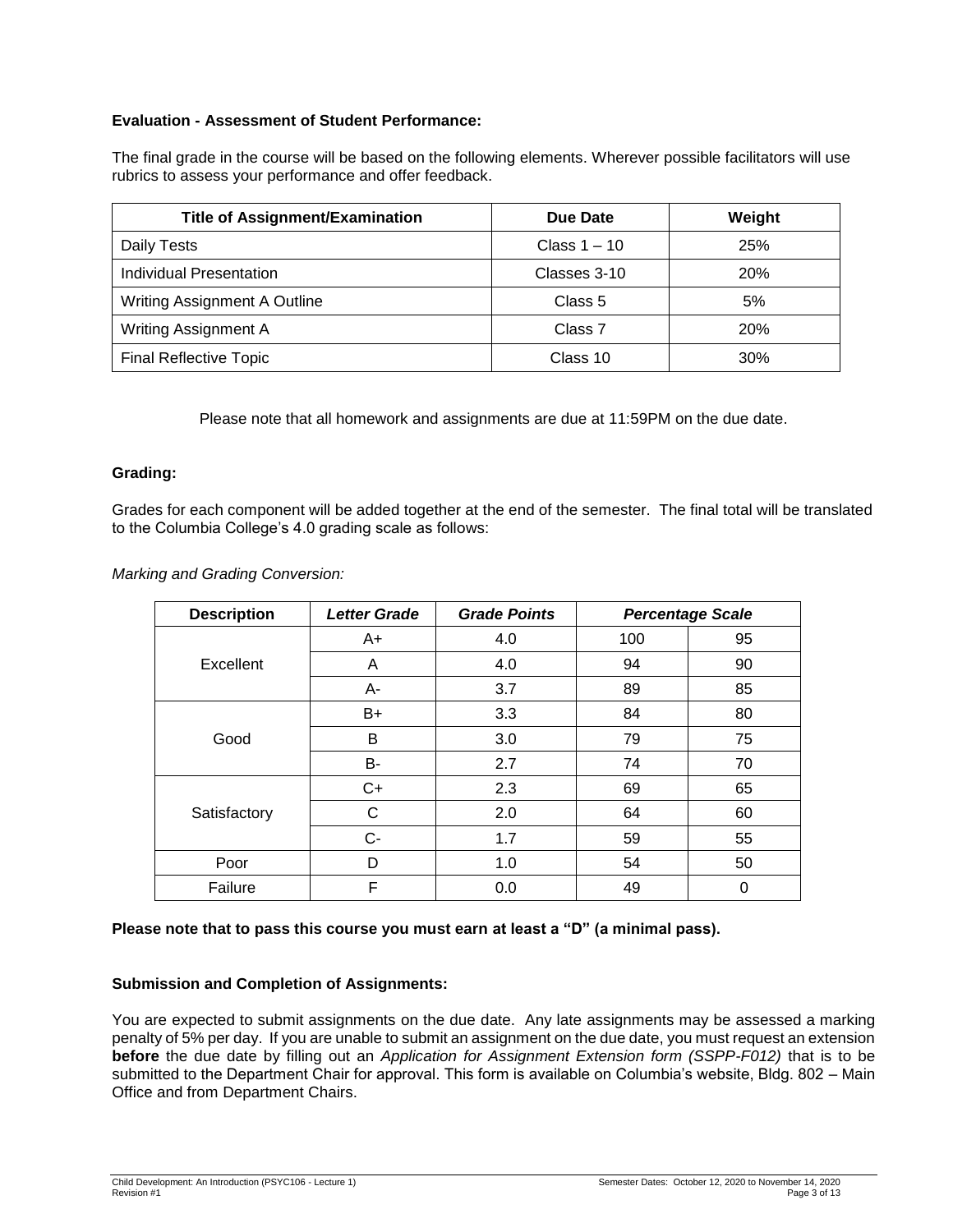**Evaluation - Assessment of Student Performance:**

The final grade in the course will be based on the following elements. Wherever possible facilitators will use rubrics to assess your performance and offer feedback.

| Title of Assignment/Examination | Due Date | Weight |
|---|---|---|
| Daily Tests | Class 1 – 10 | 25% |
| Individual Presentation | Classes 3-10 | 20% |
| Writing Assignment A Outline | Class 5 | 5% |
| Writing Assignment A | Class 7 | 20% |
| Final Reflective Topic | Class 10 | 30% |

Please note that all homework and assignments are due at 11:59PM on the due date.

**Grading:**

Grades for each component will be added together at the end of the semester. The final total will be translated to the Columbia College's 4.0 grading scale as follows:

*Marking and Grading Conversion:*

| Description | *Letter Grade* | *Grade Points* | *Percentage Scale* | |
|---|---|---|---|---|
| Excellent | A+ | 4.0 | 100 | 95 |
| | A | 4.0 | 94 | 90 |
| | A- | 3.7 | 89 | 85 |
| Good | B+ | 3.3 | 84 | 80 |
| | B | 3.0 | 79 | 75 |
| | B- | 2.7 | 74 | 70 |
| Satisfactory | C+ | 2.3 | 69 | 65 |
| | C | 2.0 | 64 | 60 |
| | C- | 1.7 | 59 | 55 |
| Poor | D | 1.0 | 54 | 50 |
| Failure | F | 0.0 | 49 | 0 |

**Please note that to pass this course you must earn at least a "D" (a minimal pass).**

**Submission and Completion of Assignments:**

You are expected to submit assignments on the due date. Any late assignments may be assessed a marking penalty of 5% per day. If you are unable to submit an assignment on the due date, you must request an extension **before** the due date by filling out an *Application for Assignment Extension form (SSPP-F012)* that is to be submitted to the Department Chair for approval. This form is available on Columbia's website, Bldg. 802 – Main Office and from Department Chairs.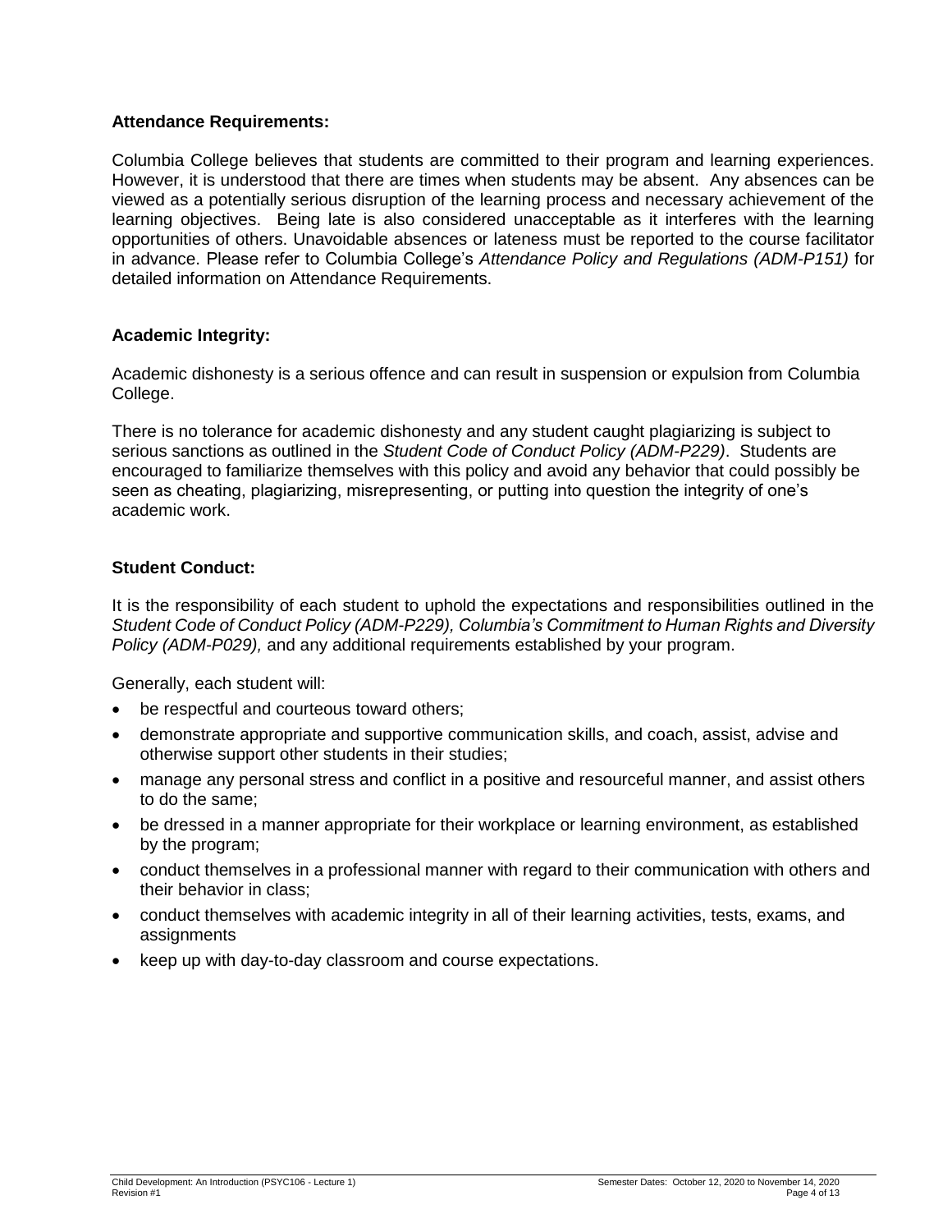**Attendance Requirements:**

Columbia College believes that students are committed to their program and learning experiences. However, it is understood that there are times when students may be absent. Any absences can be viewed as a potentially serious disruption of the learning process and necessary achievement of the learning objectives. Being late is also considered unacceptable as it interferes with the learning opportunities of others. Unavoidable absences or lateness must be reported to the course facilitator in advance. Please refer to Columbia College's *Attendance Policy and Regulations (ADM-P151)* for detailed information on Attendance Requirements.

**Academic Integrity:**

Academic dishonesty is a serious offence and can result in suspension or expulsion from Columbia College.

There is no tolerance for academic dishonesty and any student caught plagiarizing is subject to serious sanctions as outlined in the *Student Code of Conduct Policy (ADM-P229)*. Students are encouraged to familiarize themselves with this policy and avoid any behavior that could possibly be seen as cheating, plagiarizing, misrepresenting, or putting into question the integrity of one's academic work.

**Student Conduct:**

It is the responsibility of each student to uphold the expectations and responsibilities outlined in the *Student Code of Conduct Policy (ADM-P229), Columbia's Commitment to Human Rights and Diversity Policy (ADM-P029),* and any additional requirements established by your program.

Generally, each student will:

- be respectful and courteous toward others;
- demonstrate appropriate and supportive communication skills, and coach, assist, advise and otherwise support other students in their studies;
- manage any personal stress and conflict in a positive and resourceful manner, and assist others to do the same;
- be dressed in a manner appropriate for their workplace or learning environment, as established by the program;
- conduct themselves in a professional manner with regard to their communication with others and their behavior in class;
- conduct themselves with academic integrity in all of their learning activities, tests, exams, and assignments
- keep up with day-to-day classroom and course expectations.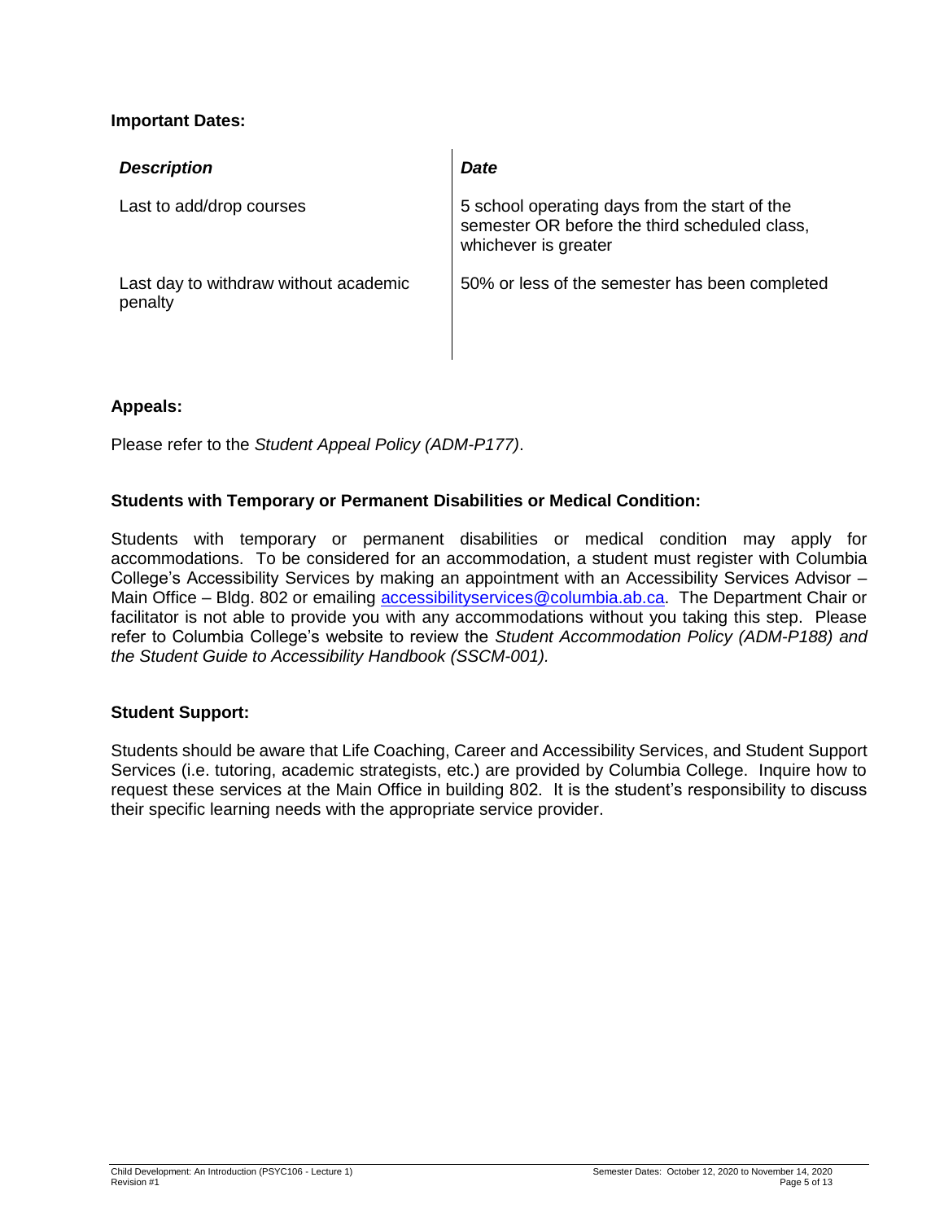**Important Dates:**

| *Description* | *Date* |
| --- | --- |
| Last to add/drop courses | 5 school operating days from the start of the semester OR before the third scheduled class, whichever is greater |
| Last day to withdraw without academic penalty | 50% or less of the semester has been completed |

**Appeals:**

Please refer to the *Student Appeal Policy (ADM-P177)*.

**Students with Temporary or Permanent Disabilities or Medical Condition:**

Students with temporary or permanent disabilities or medical condition may apply for accommodations. To be considered for an accommodation, a student must register with Columbia College's Accessibility Services by making an appointment with an Accessibility Services Advisor – Main Office – Bldg. 802 or emailing accessibilityservices@columbia.ab.ca. The Department Chair or facilitator is not able to provide you with any accommodations without you taking this step. Please refer to Columbia College's website to review the *Student Accommodation Policy (ADM-P188) and the Student Guide to Accessibility Handbook (SSCM-001).*

**Student Support:**

Students should be aware that Life Coaching, Career and Accessibility Services, and Student Support Services (i.e. tutoring, academic strategists, etc.) are provided by Columbia College. Inquire how to request these services at the Main Office in building 802. It is the student's responsibility to discuss their specific learning needs with the appropriate service provider.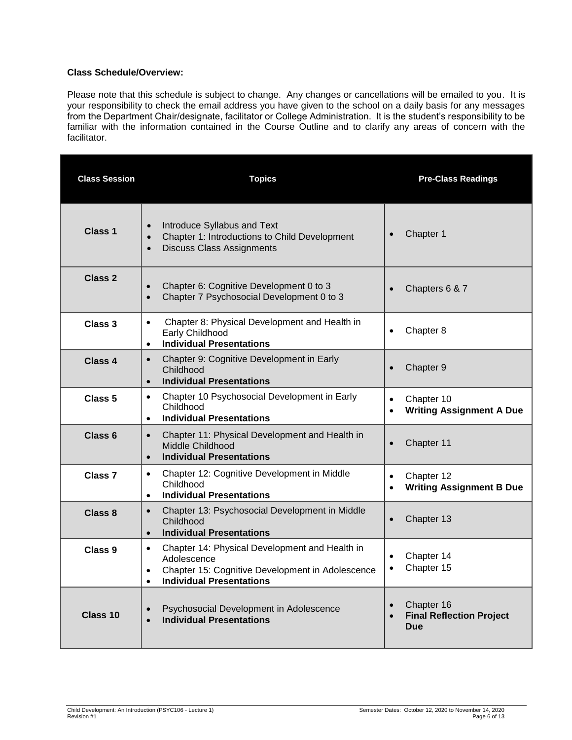**Class Schedule/Overview:**

Please note that this schedule is subject to change. Any changes or cancellations will be emailed to you. It is your responsibility to check the email address you have given to the school on a daily basis for any messages from the Department Chair/designate, facilitator or College Administration. It is the student's responsibility to be familiar with the information contained in the Course Outline and to clarify any areas of concern with the facilitator.

| Class Session | Topics | Pre-Class Readings |
|---|---|---|
| **Class 1** | • Introduce Syllabus and Text<br>• Chapter 1: Introductions to Child Development<br>• Discuss Class Assignments | • Chapter 1 |
| **Class 2** | • Chapter 6: Cognitive Development 0 to 3<br>• Chapter 7 Psychosocial Development 0 to 3 | • Chapters 6 & 7 |
| **Class 3** | • Chapter 8: Physical Development and Health in Early Childhood<br>• **Individual Presentations** | • Chapter 8 |
| **Class 4** | • Chapter 9: Cognitive Development in Early Childhood<br>• **Individual Presentations** | • Chapter 9 |
| **Class 5** | • Chapter 10 Psychosocial Development in Early Childhood<br>• **Individual Presentations** | • Chapter 10<br>• **Writing Assignment A Due** |
| **Class 6** | • Chapter 11: Physical Development and Health in Middle Childhood<br>• **Individual Presentations** | • Chapter 11 |
| **Class 7** | • Chapter 12: Cognitive Development in Middle Childhood<br>• **Individual Presentations** | • Chapter 12<br>• **Writing Assignment B Due** |
| **Class 8** | • Chapter 13: Psychosocial Development in Middle Childhood<br>• **Individual Presentations** | • Chapter 13 |
| **Class 9** | • Chapter 14: Physical Development and Health in Adolescence<br>• Chapter 15: Cognitive Development in Adolescence<br>• **Individual Presentations** | • Chapter 14<br>• Chapter 15 |
| **Class 10** | • Psychosocial Development in Adolescence<br>• **Individual Presentations** | • Chapter 16<br>• **Final Reflection Project Due** |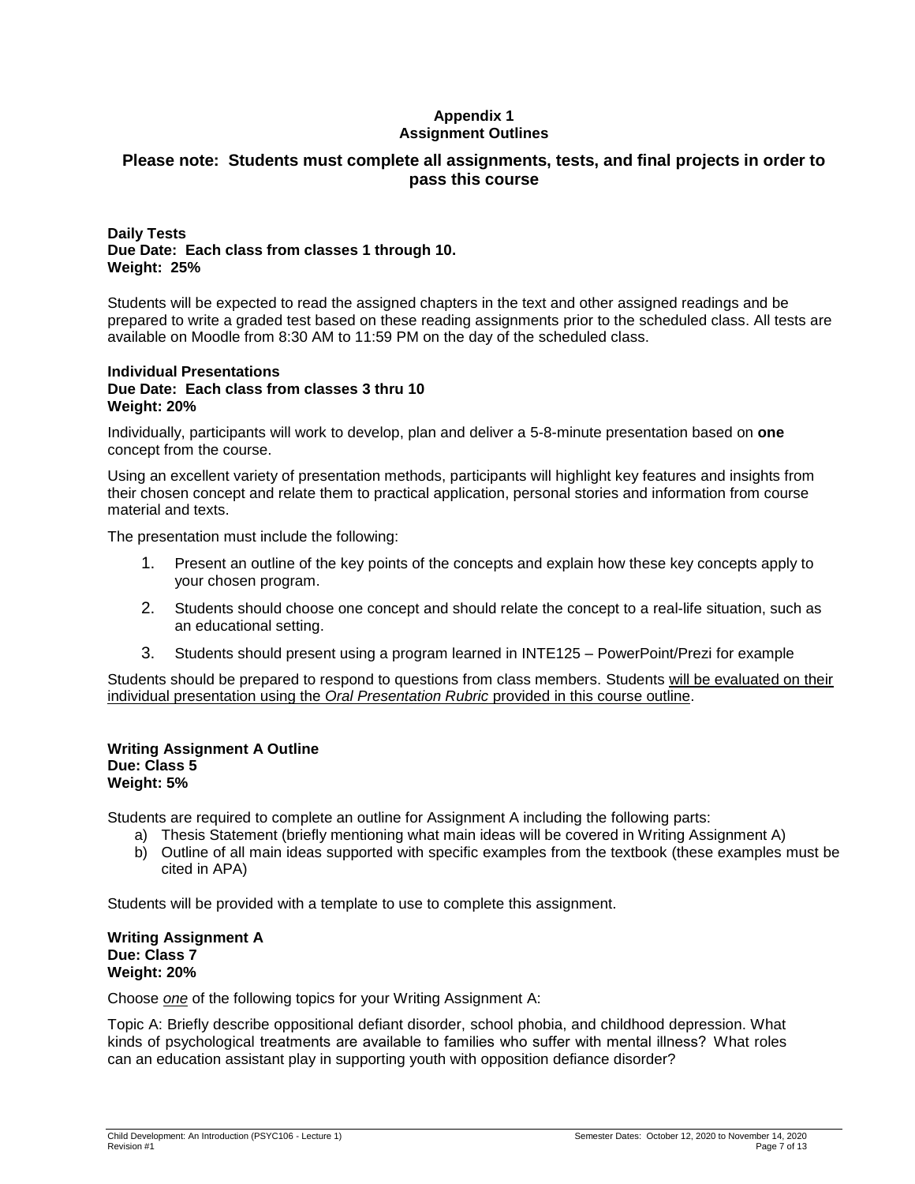**Appendix 1**
**Assignment Outlines**

## Please note: Students must complete all assignments, tests, and final projects in order to pass this course

**Daily Tests**
**Due Date: Each class from classes 1 through 10.**
**Weight: 25%**

Students will be expected to read the assigned chapters in the text and other assigned readings and be prepared to write a graded test based on these reading assignments prior to the scheduled class. All tests are available on Moodle from 8:30 AM to 11:59 PM on the day of the scheduled class.

**Individual Presentations**
**Due Date: Each class from classes 3 thru 10**
**Weight: 20%**

Individually, participants will work to develop, plan and deliver a 5-8-minute presentation based on **one** concept from the course.

Using an excellent variety of presentation methods, participants will highlight key features and insights from their chosen concept and relate them to practical application, personal stories and information from course material and texts.

The presentation must include the following:

1. Present an outline of the key points of the concepts and explain how these key concepts apply to your chosen program.
2. Students should choose one concept and should relate the concept to a real-life situation, such as an educational setting.
3. Students should present using a program learned in INTE125 – PowerPoint/Prezi for example

Students should be prepared to respond to questions from class members. Students will be evaluated on their individual presentation using the *Oral Presentation Rubric* provided in this course outline.

**Writing Assignment A Outline**
**Due: Class 5**
**Weight: 5%**

Students are required to complete an outline for Assignment A including the following parts:

a) Thesis Statement (briefly mentioning what main ideas will be covered in Writing Assignment A)
b) Outline of all main ideas supported with specific examples from the textbook (these examples must be cited in APA)

Students will be provided with a template to use to complete this assignment.

**Writing Assignment A**
**Due: Class 7**
**Weight: 20%**

Choose *one* of the following topics for your Writing Assignment A:

Topic A: Briefly describe oppositional defiant disorder, school phobia, and childhood depression. What kinds of psychological treatments are available to families who suffer with mental illness? What roles can an education assistant play in supporting youth with opposition defiance disorder?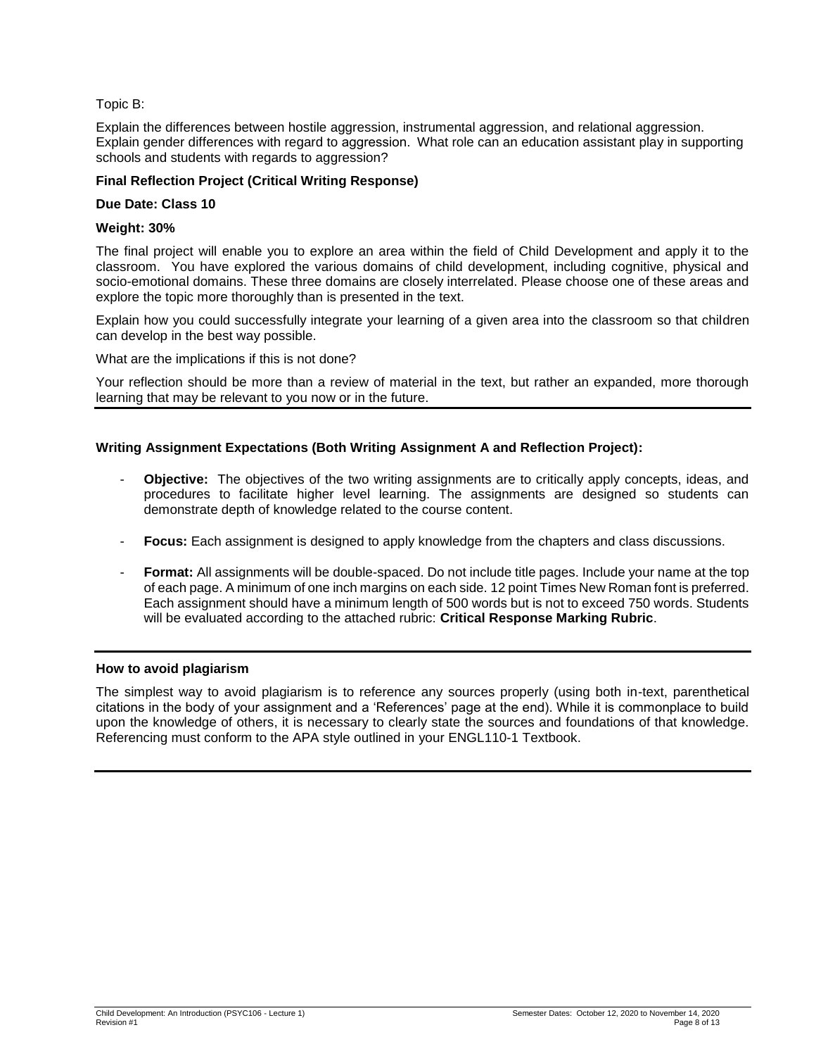Topic B:

Explain the differences between hostile aggression, instrumental aggression, and relational aggression. Explain gender differences with regard to aggression. What role can an education assistant play in supporting schools and students with regards to aggression?

**Final Reflection Project (Critical Writing Response)**

**Due Date: Class 10**

**Weight: 30%**

The final project will enable you to explore an area within the field of Child Development and apply it to the classroom. You have explored the various domains of child development, including cognitive, physical and socio-emotional domains. These three domains are closely interrelated. Please choose one of these areas and explore the topic more thoroughly than is presented in the text.

Explain how you could successfully integrate your learning of a given area into the classroom so that children can develop in the best way possible.

What are the implications if this is not done?

Your reflection should be more than a review of material in the text, but rather an expanded, more thorough learning that may be relevant to you now or in the future.

---

**Writing Assignment Expectations (Both Writing Assignment A and Reflection Project):**

- **Objective:** The objectives of the two writing assignments are to critically apply concepts, ideas, and procedures to facilitate higher level learning. The assignments are designed so students can demonstrate depth of knowledge related to the course content.

- **Focus:** Each assignment is designed to apply knowledge from the chapters and class discussions.

- **Format:** All assignments will be double-spaced. Do not include title pages. Include your name at the top of each page. A minimum of one inch margins on each side. 12 point Times New Roman font is preferred. Each assignment should have a minimum length of 500 words but is not to exceed 750 words. Students will be evaluated according to the attached rubric: **Critical Response Marking Rubric**.

---

**How to avoid plagiarism**

The simplest way to avoid plagiarism is to reference any sources properly (using both in-text, parenthetical citations in the body of your assignment and a 'References' page at the end). While it is commonplace to build upon the knowledge of others, it is necessary to clearly state the sources and foundations of that knowledge. Referencing must conform to the APA style outlined in your ENGL110-1 Textbook.

---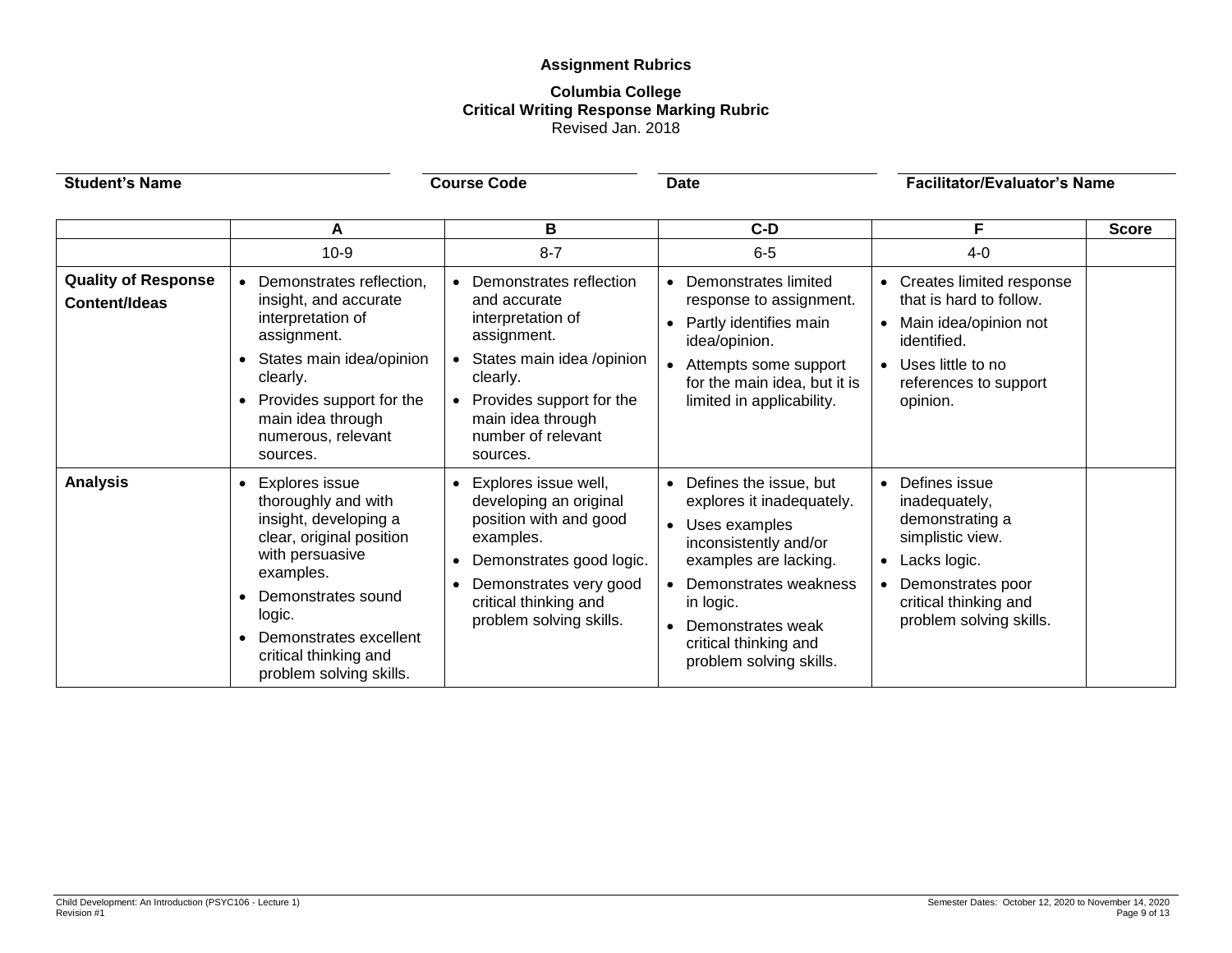**Assignment Rubrics**

**Columbia College**
**Critical Writing Response Marking Rubric**
Revised Jan. 2018

**Student's Name** | **Course Code** | **Date** | **Facilitator/Evaluator's Name**

| | A | B | C-D | F | Score |
|---|---|---|---|---|---|
| | 10-9 | 8-7 | 6-5 | 4-0 | |
| **Quality of Response Content/Ideas** | • Demonstrates reflection, insight, and accurate interpretation of assignment.<br>• States main idea/opinion clearly.<br>• Provides support for the main idea through numerous, relevant sources. | • Demonstrates reflection and accurate interpretation of assignment.<br>• States main idea /opinion clearly.<br>• Provides support for the main idea through number of relevant sources. | • Demonstrates limited response to assignment.<br>• Partly identifies main idea/opinion.<br>• Attempts some support for the main idea, but it is limited in applicability. | • Creates limited response that is hard to follow.<br>• Main idea/opinion not identified.<br>• Uses little to no references to support opinion. | |
| **Analysis** | • Explores issue thoroughly and with insight, developing a clear, original position with persuasive examples.<br>• Demonstrates sound logic.<br>• Demonstrates excellent critical thinking and problem solving skills. | • Explores issue well, developing an original position with and good examples.<br>• Demonstrates good logic.<br>• Demonstrates very good critical thinking and problem solving skills. | • Defines the issue, but explores it inadequately.<br>• Uses examples inconsistently and/or examples are lacking.<br>• Demonstrates weakness in logic.<br>• Demonstrates weak critical thinking and problem solving skills. | • Defines issue inadequately, demonstrating a simplistic view.<br>• Lacks logic.<br>• Demonstrates poor critical thinking and problem solving skills. | |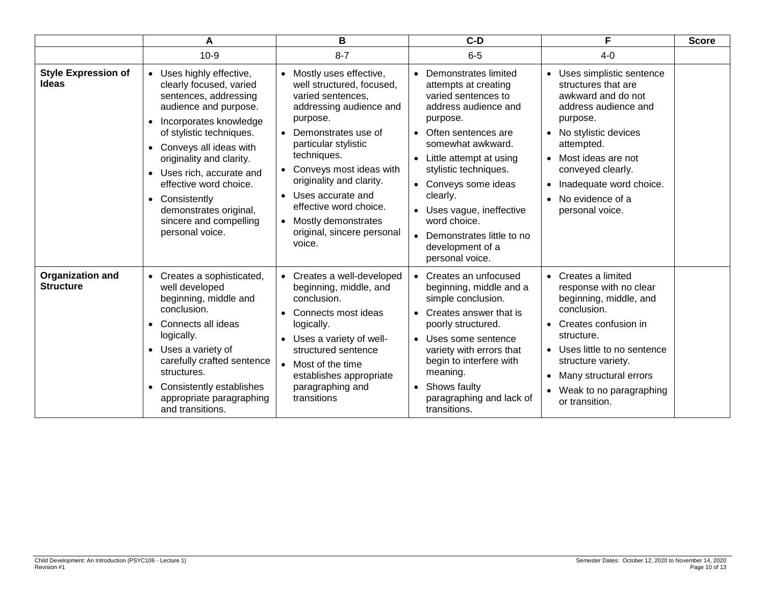| | A | B | C-D | F | Score |
|---|---|---|---|---|---|
| | 10-9 | 8-7 | 6-5 | 4-0 | |
| **Style Expression of Ideas** | • Uses highly effective, clearly focused, varied sentences, addressing audience and purpose.<br>• Incorporates knowledge of stylistic techniques.<br>• Conveys all ideas with originality and clarity.<br>• Uses rich, accurate and effective word choice.<br>• Consistently demonstrates original, sincere and compelling personal voice. | • Mostly uses effective, well structured, focused, varied sentences, addressing audience and purpose.<br>• Demonstrates use of particular stylistic techniques.<br>• Conveys most ideas with originality and clarity.<br>• Uses accurate and effective word choice.<br>• Mostly demonstrates original, sincere personal voice. | • Demonstrates limited attempts at creating varied sentences to address audience and purpose.<br>• Often sentences are somewhat awkward.<br>• Little attempt at using stylistic techniques.<br>• Conveys some ideas clearly.<br>• Uses vague, ineffective word choice.<br>• Demonstrates little to no development of a personal voice. | • Uses simplistic sentence structures that are awkward and do not address audience and purpose.<br>• No stylistic devices attempted.<br>• Most ideas are not conveyed clearly.<br>• Inadequate word choice.<br>• No evidence of a personal voice. | |
| **Organization and Structure** | • Creates a sophisticated, well developed beginning, middle and conclusion.<br>• Connects all ideas logically.<br>• Uses a variety of carefully crafted sentence structures.<br>• Consistently establishes appropriate paragraphing and transitions. | • Creates a well-developed beginning, middle, and conclusion.<br>• Connects most ideas logically.<br>• Uses a variety of well-structured sentence<br>• Most of the time establishes appropriate paragraphing and transitions | • Creates an unfocused beginning, middle and a simple conclusion.<br>• Creates answer that is poorly structured.<br>• Uses some sentence variety with errors that begin to interfere with meaning.<br>• Shows faulty paragraphing and lack of transitions. | • Creates a limited response with no clear beginning, middle, and conclusion.<br>• Creates confusion in structure.<br>• Uses little to no sentence structure variety.<br>• Many structural errors<br>• Weak to no paragraphing or transition. | |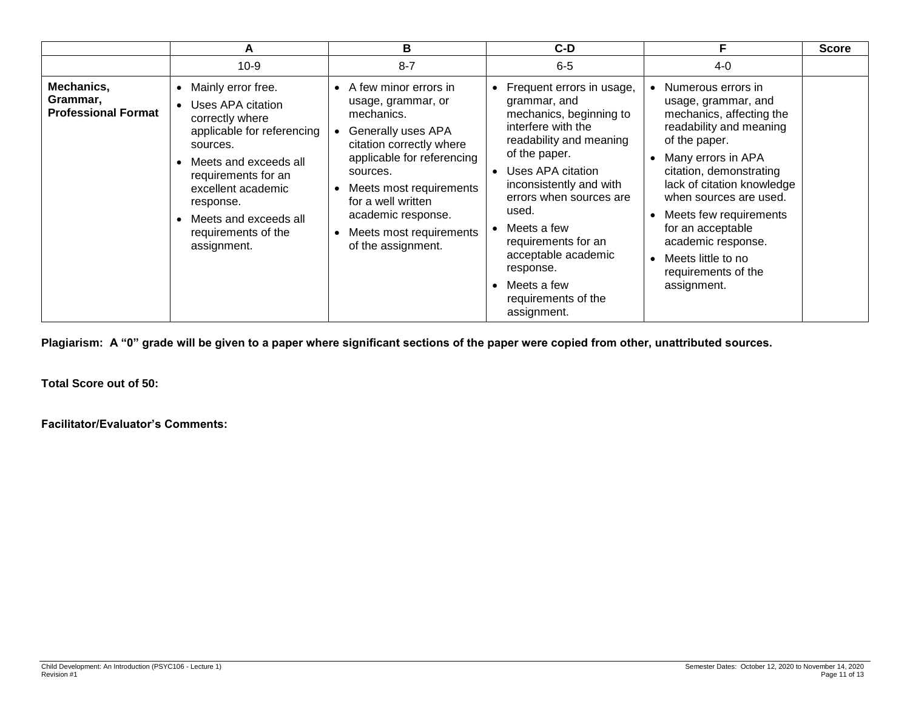| | A | B | C-D | F | Score |
|---|---|---|---|---|---|
| | 10-9 | 8-7 | 6-5 | 4-0 | |
| **Mechanics, Grammar, Professional Format** | • Mainly error free.<br>• Uses APA citation correctly where applicable for referencing sources.<br>• Meets and exceeds all requirements for an excellent academic response.<br>• Meets and exceeds all requirements of the assignment. | • A few minor errors in usage, grammar, or mechanics.<br>• Generally uses APA citation correctly where applicable for referencing sources.<br>• Meets most requirements for a well written academic response.<br>• Meets most requirements of the assignment. | • Frequent errors in usage, grammar, and mechanics, beginning to interfere with the readability and meaning of the paper.<br>• Uses APA citation inconsistently and with errors when sources are used.<br>• Meets a few requirements for an acceptable academic response.<br>• Meets a few requirements of the assignment. | • Numerous errors in usage, grammar, and mechanics, affecting the readability and meaning of the paper.<br>• Many errors in APA citation, demonstrating lack of citation knowledge when sources are used.<br>• Meets few requirements for an acceptable academic response.<br>• Meets little to no requirements of the assignment. | |

**Plagiarism: A "0" grade will be given to a paper where significant sections of the paper were copied from other, unattributed sources.**

**Total Score out of 50:**

**Facilitator/Evaluator's Comments:**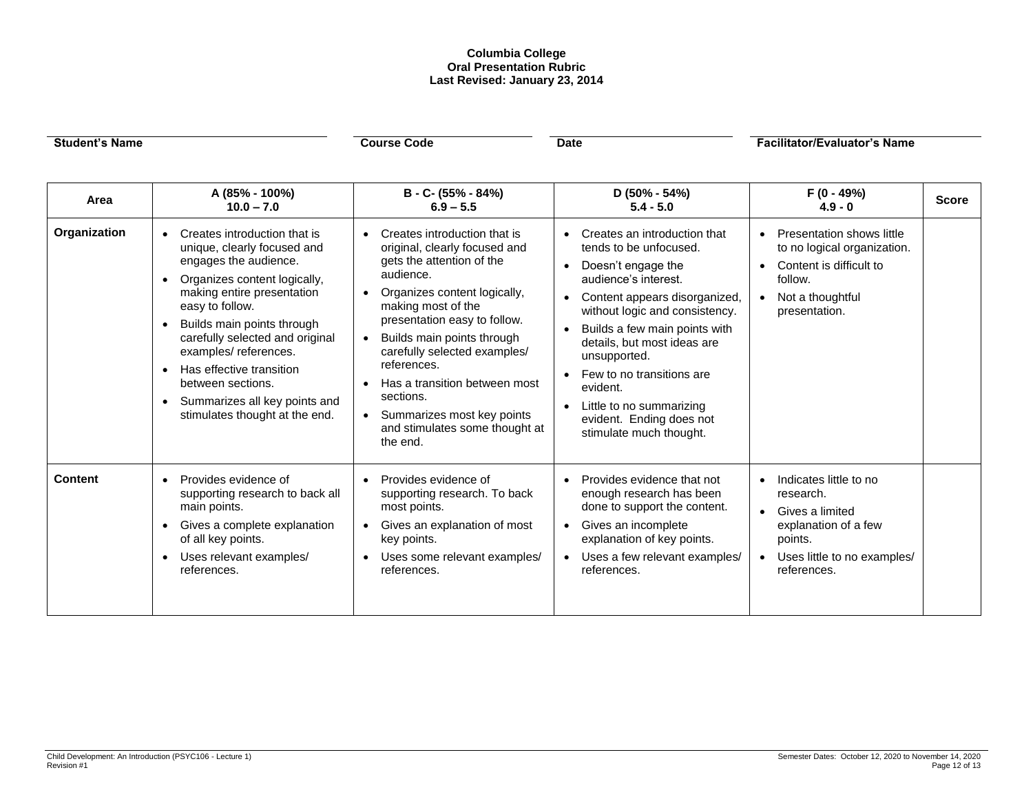**Columbia College**
**Oral Presentation Rubric**
**Last Revised: January 23, 2014**

| Student's Name | Course Code | Date | Facilitator/Evaluator's Name |
|---|---|---|---|
| | | | |

| Area | A (85% - 100%) 10.0 – 7.0 | B - C- (55% - 84%) 6.9 – 5.5 | D (50% - 54%) 5.4 - 5.0 | F (0 - 49%) 4.9 - 0 | Score |
|---|---|---|---|---|---|
| **Organization** | • Creates introduction that is unique, clearly focused and engages the audience.<br>• Organizes content logically, making entire presentation easy to follow.<br>• Builds main points through carefully selected and original examples/ references.<br>• Has effective transition between sections.<br>• Summarizes all key points and stimulates thought at the end. | • Creates introduction that is original, clearly focused and gets the attention of the audience.<br>• Organizes content logically, making most of the presentation easy to follow.<br>• Builds main points through carefully selected examples/ references.<br>• Has a transition between most sections.<br>• Summarizes most key points and stimulates some thought at the end. | • Creates an introduction that tends to be unfocused.<br>• Doesn't engage the audience's interest.<br>• Content appears disorganized, without logic and consistency.<br>• Builds a few main points with details, but most ideas are unsupported.<br>• Few to no transitions are evident.<br>• Little to no summarizing evident. Ending does not stimulate much thought. | • Presentation shows little to no logical organization.<br>• Content is difficult to follow.<br>• Not a thoughtful presentation. | |
| **Content** | • Provides evidence of supporting research to back all main points.<br>• Gives a complete explanation of all key points.<br>• Uses relevant examples/ references. | • Provides evidence of supporting research. To back most points.<br>• Gives an explanation of most key points.<br>• Uses some relevant examples/ references. | • Provides evidence that not enough research has been done to support the content.<br>• Gives an incomplete explanation of key points.<br>• Uses a few relevant examples/ references. | • Indicates little to no research.<br>• Gives a limited explanation of a few points.<br>• Uses little to no examples/ references. | |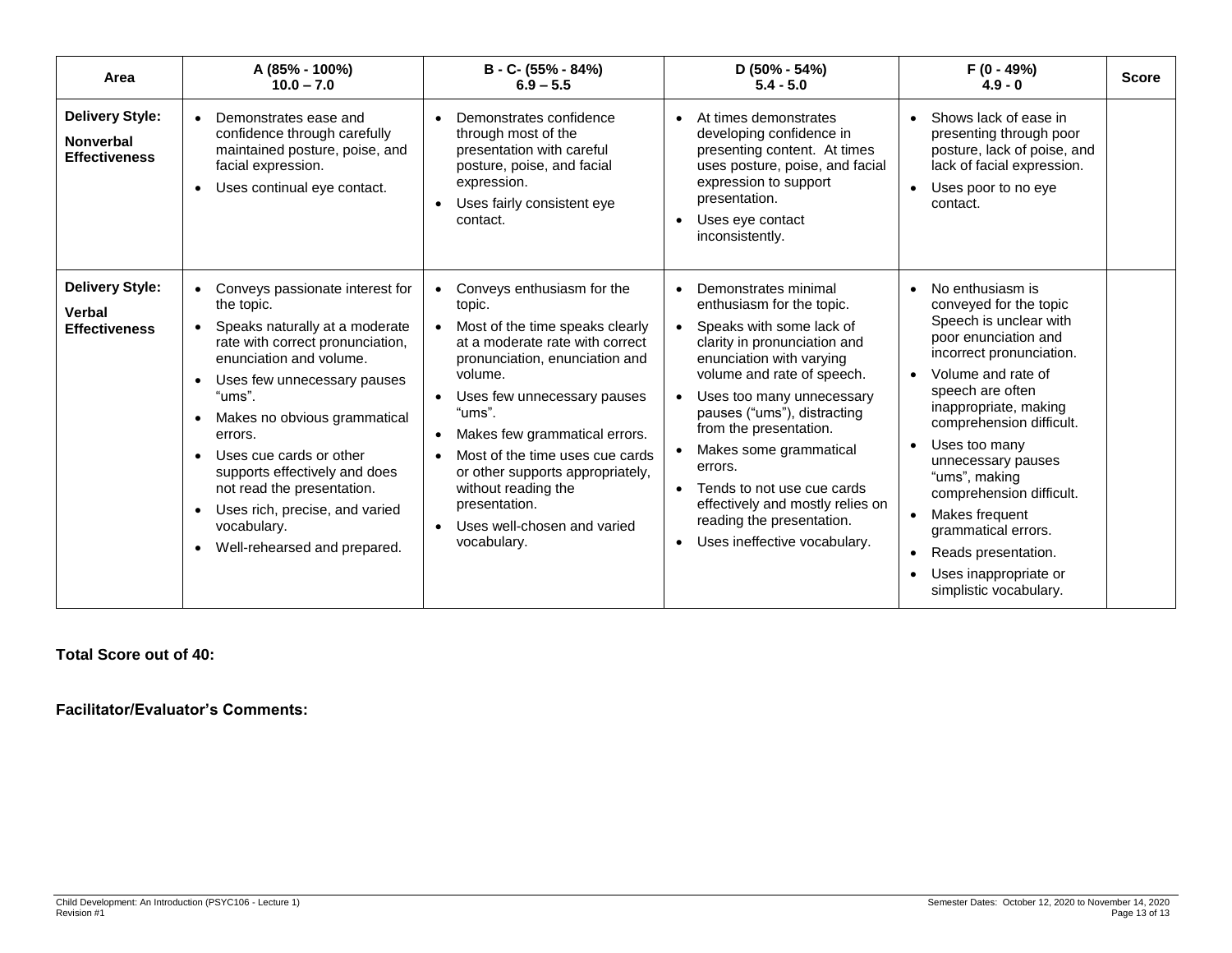| Area | A (85% - 100%) 10.0 – 7.0 | B - C- (55% - 84%) 6.9 – 5.5 | D (50% - 54%) 5.4 - 5.0 | F (0 - 49%) 4.9 - 0 | Score |
|---|---|---|---|---|---|
| **Delivery Style: Nonverbal Effectiveness** | • Demonstrates ease and confidence through carefully maintained posture, poise, and facial expression.<br>• Uses continual eye contact. | • Demonstrates confidence through most of the presentation with careful posture, poise, and facial expression.<br>• Uses fairly consistent eye contact. | • At times demonstrates developing confidence in presenting content. At times uses posture, poise, and facial expression to support presentation.<br>• Uses eye contact inconsistently. | • Shows lack of ease in presenting through poor posture, lack of poise, and lack of facial expression.<br>• Uses poor to no eye contact. | |
| **Delivery Style: Verbal Effectiveness** | • Conveys passionate interest for the topic.<br>• Speaks naturally at a moderate rate with correct pronunciation, enunciation and volume.<br>• Uses few unnecessary pauses "ums".<br>• Makes no obvious grammatical errors.<br>• Uses cue cards or other supports effectively and does not read the presentation.<br>• Uses rich, precise, and varied vocabulary.<br>• Well-rehearsed and prepared. | • Conveys enthusiasm for the topic.<br>• Most of the time speaks clearly at a moderate rate with correct pronunciation, enunciation and volume.<br>• Uses few unnecessary pauses "ums".<br>• Makes few grammatical errors.<br>• Most of the time uses cue cards or other supports appropriately, without reading the presentation.<br>• Uses well-chosen and varied vocabulary. | • Demonstrates minimal enthusiasm for the topic.<br>• Speaks with some lack of clarity in pronunciation and enunciation with varying volume and rate of speech.<br>• Uses too many unnecessary pauses ("ums"), distracting from the presentation.<br>• Makes some grammatical errors.<br>• Tends to not use cue cards effectively and mostly relies on reading the presentation.<br>• Uses ineffective vocabulary. | • No enthusiasm is conveyed for the topic Speech is unclear with poor enunciation and incorrect pronunciation.<br>• Volume and rate of speech are often inappropriate, making comprehension difficult.<br>• Uses too many unnecessary pauses "ums", making comprehension difficult.<br>• Makes frequent grammatical errors.<br>• Reads presentation.<br>• Uses inappropriate or simplistic vocabulary. | |

**Total Score out of 40:**

**Facilitator/Evaluator's Comments:**